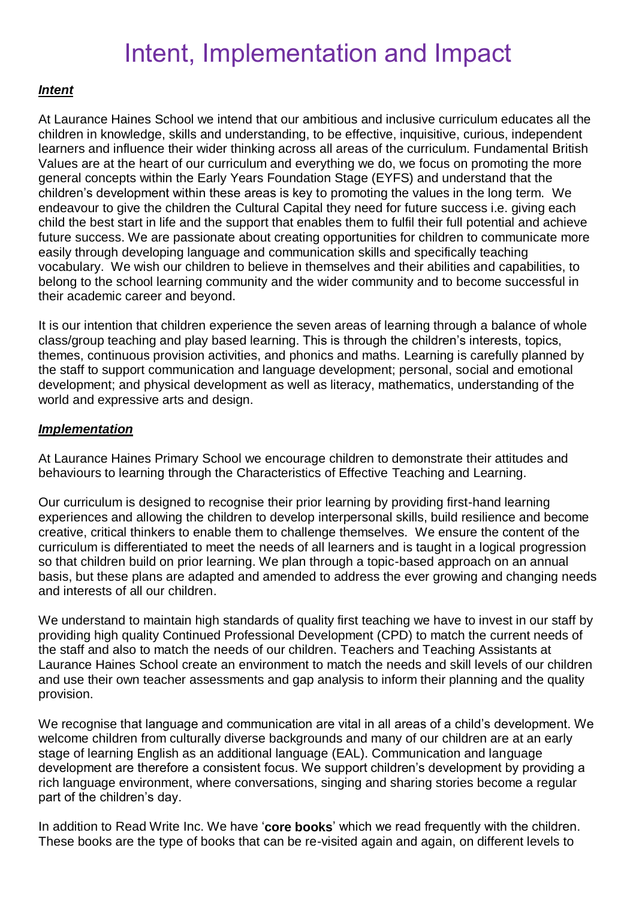# Intent, Implementation and Impact

***Intent***

At Laurance Haines School we intend that our ambitious and inclusive curriculum educates all the children in knowledge, skills and understanding, to be effective, inquisitive, curious, independent learners and influence their wider thinking across all areas of the curriculum. Fundamental British Values are at the heart of our curriculum and everything we do, we focus on promoting the more general concepts within the Early Years Foundation Stage (EYFS) and understand that the children's development within these areas is key to promoting the values in the long term. We endeavour to give the children the Cultural Capital they need for future success i.e. giving each child the best start in life and the support that enables them to fulfil their full potential and achieve future success. We are passionate about creating opportunities for children to communicate more easily through developing language and communication skills and specifically teaching vocabulary. We wish our children to believe in themselves and their abilities and capabilities, to belong to the school learning community and the wider community and to become successful in their academic career and beyond.

It is our intention that children experience the seven areas of learning through a balance of whole class/group teaching and play based learning. This is through the children's interests, topics, themes, continuous provision activities, and phonics and maths. Learning is carefully planned by the staff to support communication and language development; personal, social and emotional development; and physical development as well as literacy, mathematics, understanding of the world and expressive arts and design.

***Implementation***

At Laurance Haines Primary School we encourage children to demonstrate their attitudes and behaviours to learning through the Characteristics of Effective Teaching and Learning.

Our curriculum is designed to recognise their prior learning by providing first-hand learning experiences and allowing the children to develop interpersonal skills, build resilience and become creative, critical thinkers to enable them to challenge themselves. We ensure the content of the curriculum is differentiated to meet the needs of all learners and is taught in a logical progression so that children build on prior learning. We plan through a topic-based approach on an annual basis, but these plans are adapted and amended to address the ever growing and changing needs and interests of all our children.

We understand to maintain high standards of quality first teaching we have to invest in our staff by providing high quality Continued Professional Development (CPD) to match the current needs of the staff and also to match the needs of our children. Teachers and Teaching Assistants at Laurance Haines School create an environment to match the needs and skill levels of our children and use their own teacher assessments and gap analysis to inform their planning and the quality provision.

We recognise that language and communication are vital in all areas of a child's development. We welcome children from culturally diverse backgrounds and many of our children are at an early stage of learning English as an additional language (EAL). Communication and language development are therefore a consistent focus. We support children's development by providing a rich language environment, where conversations, singing and sharing stories become a regular part of the children's day.

In addition to Read Write Inc. We have '**core books**' which we read frequently with the children. These books are the type of books that can be re-visited again and again, on different levels to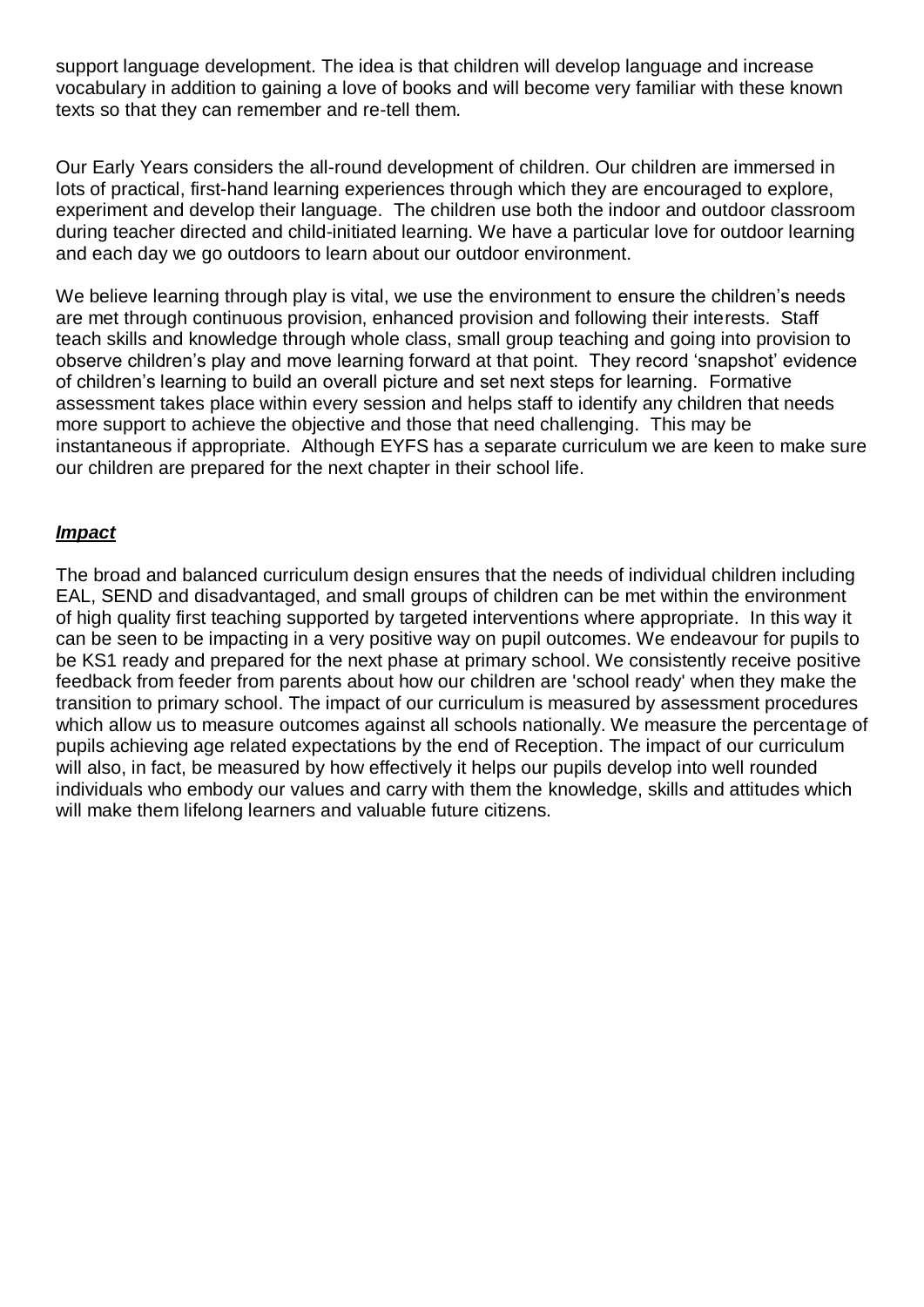support language development. The idea is that children will develop language and increase vocabulary in addition to gaining a love of books and will become very familiar with these known texts so that they can remember and re-tell them.

Our Early Years considers the all-round development of children. Our children are immersed in lots of practical, first-hand learning experiences through which they are encouraged to explore, experiment and develop their language. The children use both the indoor and outdoor classroom during teacher directed and child-initiated learning. We have a particular love for outdoor learning and each day we go outdoors to learn about our outdoor environment.

We believe learning through play is vital, we use the environment to ensure the children's needs are met through continuous provision, enhanced provision and following their interests. Staff teach skills and knowledge through whole class, small group teaching and going into provision to observe children's play and move learning forward at that point. They record 'snapshot' evidence of children's learning to build an overall picture and set next steps for learning. Formative assessment takes place within every session and helps staff to identify any children that needs more support to achieve the objective and those that need challenging. This may be instantaneous if appropriate. Although EYFS has a separate curriculum we are keen to make sure our children are prepared for the next chapter in their school life.

***Impact***

The broad and balanced curriculum design ensures that the needs of individual children including EAL, SEND and disadvantaged, and small groups of children can be met within the environment of high quality first teaching supported by targeted interventions where appropriate. In this way it can be seen to be impacting in a very positive way on pupil outcomes. We endeavour for pupils to be KS1 ready and prepared for the next phase at primary school. We consistently receive positive feedback from feeder from parents about how our children are 'school ready' when they make the transition to primary school. The impact of our curriculum is measured by assessment procedures which allow us to measure outcomes against all schools nationally. We measure the percentage of pupils achieving age related expectations by the end of Reception. The impact of our curriculum will also, in fact, be measured by how effectively it helps our pupils develop into well rounded individuals who embody our values and carry with them the knowledge, skills and attitudes which will make them lifelong learners and valuable future citizens.